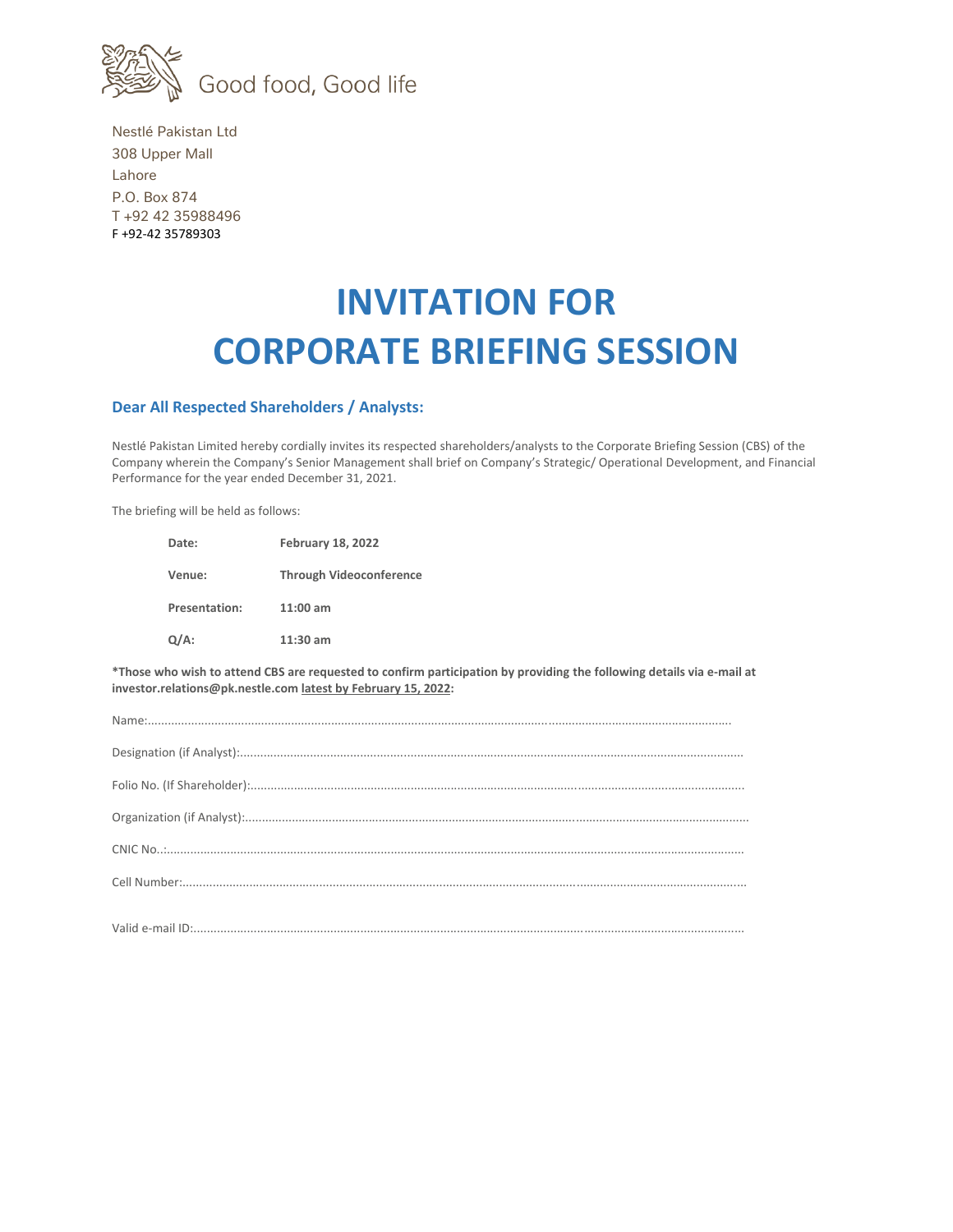Good food, Good life

Nestlé Pakistan Ltd
308 Upper Mall
Lahore
P.O. Box 874
T +92 42 35988496
F +92-42 35789303

# INVITATION FOR CORPORATE BRIEFING SESSION

## Dear All Respected Shareholders / Analysts:

Nestlé Pakistan Limited hereby cordially invites its respected shareholders/analysts to the Corporate Briefing Session (CBS) of the Company wherein the Company's Senior Management shall brief on Company's Strategic/ Operational Development, and Financial Performance for the year ended December 31, 2021.

The briefing will be held as follows:

| | |
|---|---|
| **Date:** | **February 18, 2022** |
| **Venue:** | **Through Videoconference** |
| **Presentation:** | **11:00 am** |
| **Q/A:** | **11:30 am** |

**\*Those who wish to attend CBS are requested to confirm participation by providing the following details via e-mail at investor.relations@pk.nestle.com <u>latest by February 15, 2022</u>:**

Name:.......................................................................................................................................................................

Designation (if Analyst):.......................................................................................................................................

Folio No. (If Shareholder):....................................................................................................................................

Organization (if Analyst):......................................................................................................................................

CNIC No..:..............................................................................................................................................................

Cell Number:..........................................................................................................................................................

Valid e-mail ID:.......................................................................................................................................................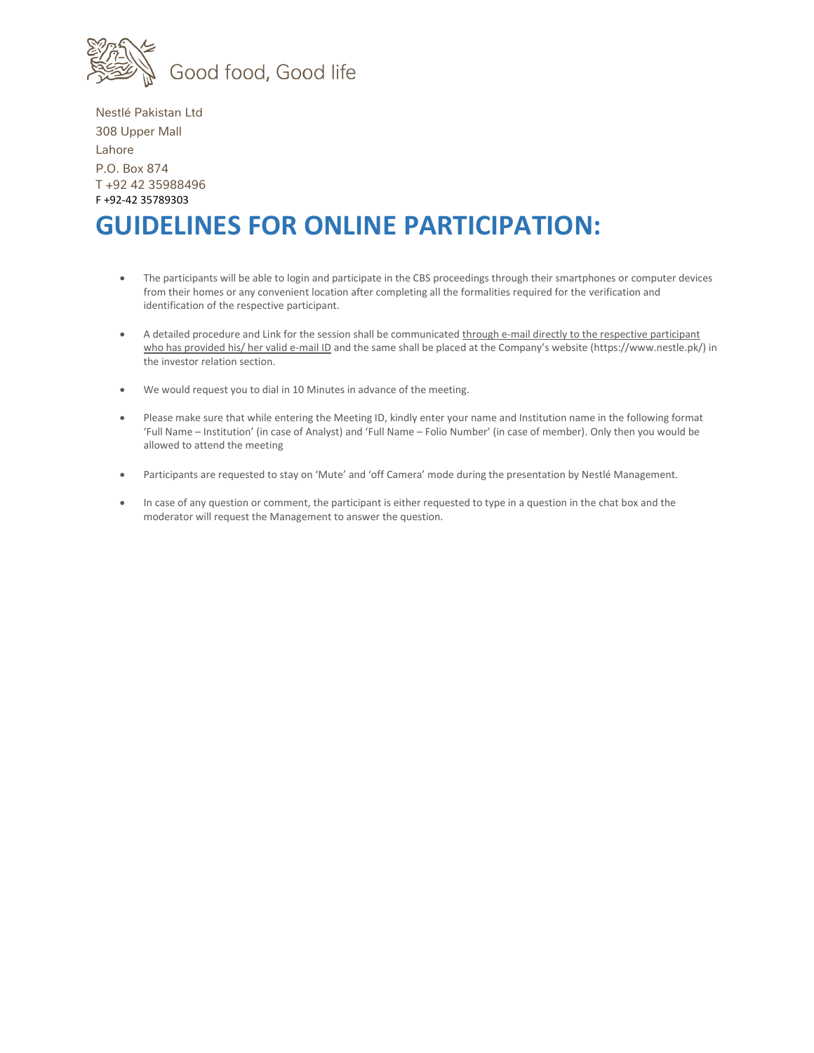Good food, Good life

Nestlé Pakistan Ltd
308 Upper Mall
Lahore
P.O. Box 874
T +92 42 35988496
F +92-42 35789303

# GUIDELINES FOR ONLINE PARTICIPATION:

- The participants will be able to login and participate in the CBS proceedings through their smartphones or computer devices from their homes or any convenient location after completing all the formalities required for the verification and identification of the respective participant.

- A detailed procedure and Link for the session shall be communicated through e-mail directly to the respective participant who has provided his/ her valid e-mail ID and the same shall be placed at the Company's website (https://www.nestle.pk/) in the investor relation section.

- We would request you to dial in 10 Minutes in advance of the meeting.

- Please make sure that while entering the Meeting ID, kindly enter your name and Institution name in the following format 'Full Name – Institution' (in case of Analyst) and 'Full Name – Folio Number' (in case of member). Only then you would be allowed to attend the meeting

- Participants are requested to stay on 'Mute' and 'off Camera' mode during the presentation by Nestlé Management.

- In case of any question or comment, the participant is either requested to type in a question in the chat box and the moderator will request the Management to answer the question.